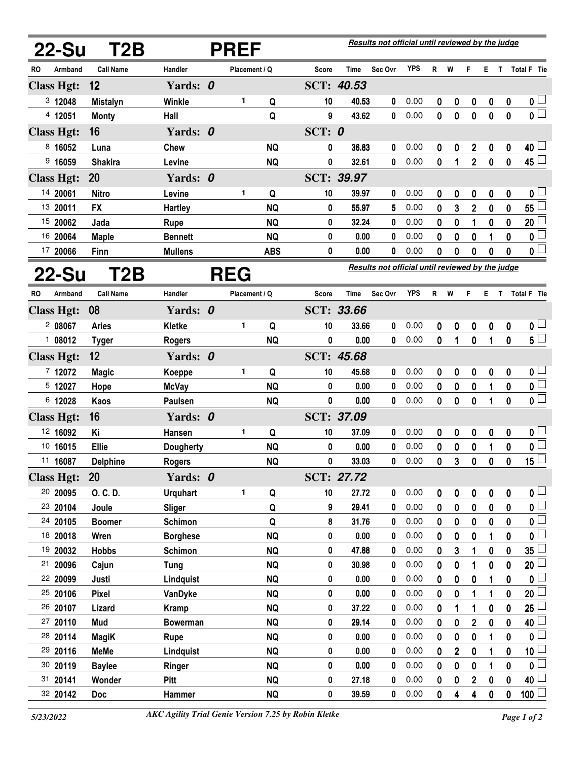## 22-Su T2B PREF

*Results not official until reviewed by the judge*

| RO | Armband | Call Name | Handler | Placement | Q | Score | Time | Sec Ovr | YPS | R | W | F | E | T | Total F | Tie |
|---|---|---|---|---|---|---|---|---|---|---|---|---|---|---|---|---|
| **Class Hgt: 12** | | | **Yards: 0** | | | **SCT: 40.53** | | | | | | | | | | |
| 3 | 12048 | Mistalyn | Winkle | 1 | Q | 10 | 40.53 | 0 | 0.00 | 0 | 0 | 0 | 0 | 0 | 0 | ☐ |
| 4 | 12051 | Monty | Hall | | Q | 9 | 43.62 | 0 | 0.00 | 0 | 0 | 0 | 0 | 0 | 0 | ☐ |
| **Class Hgt: 16** | | | **Yards: 0** | | | **SCT: 0** | | | | | | | | | | |
| 8 | 16052 | Luna | Chew | | NQ | 0 | 36.83 | 0 | 0.00 | 0 | 0 | 2 | 0 | 0 | 40 | ☐ |
| 9 | 16059 | Shakira | Levine | | NQ | 0 | 32.61 | 0 | 0.00 | 0 | 1 | 2 | 0 | 0 | 45 | ☐ |
| **Class Hgt: 20** | | | **Yards: 0** | | | **SCT: 39.97** | | | | | | | | | | |
| 14 | 20061 | Nitro | Levine | 1 | Q | 10 | 39.97 | 0 | 0.00 | 0 | 0 | 0 | 0 | 0 | 0 | ☐ |
| 13 | 20011 | FX | Hartley | | NQ | 0 | 55.97 | 5 | 0.00 | 0 | 3 | 2 | 0 | 0 | 55 | ☐ |
| 15 | 20062 | Jada | Rupe | | NQ | 0 | 32.24 | 0 | 0.00 | 0 | 0 | 1 | 0 | 0 | 20 | ☐ |
| 16 | 20064 | Maple | Bennett | | NQ | 0 | 0.00 | 0 | 0.00 | 0 | 0 | 0 | 1 | 0 | 0 | ☐ |
| 17 | 20066 | Finn | Mullens | | ABS | 0 | 0.00 | 0 | 0.00 | 0 | 0 | 0 | 0 | 0 | 0 | ☐ |

## 22-Su T2B REG

*Results not official until reviewed by the judge*

| RO | Armband | Call Name | Handler | Placement | Q | Score | Time | Sec Ovr | YPS | R | W | F | E | T | Total F | Tie |
|---|---|---|---|---|---|---|---|---|---|---|---|---|---|---|---|---|
| **Class Hgt: 08** | | | **Yards: 0** | | | **SCT: 33.66** | | | | | | | | | | |
| 2 | 08067 | Aries | Kletke | 1 | Q | 10 | 33.66 | 0 | 0.00 | 0 | 0 | 0 | 0 | 0 | 0 | ☐ |
| 1 | 08012 | Tyger | Rogers | | NQ | 0 | 0.00 | 0 | 0.00 | 0 | 1 | 0 | 1 | 0 | 5 | ☐ |
| **Class Hgt: 12** | | | **Yards: 0** | | | **SCT: 45.68** | | | | | | | | | | |
| 7 | 12072 | Magic | Koeppe | 1 | Q | 10 | 45.68 | 0 | 0.00 | 0 | 0 | 0 | 0 | 0 | 0 | ☐ |
| 5 | 12027 | Hope | McVay | | NQ | 0 | 0.00 | 0 | 0.00 | 0 | 0 | 0 | 1 | 0 | 0 | ☐ |
| 6 | 12028 | Kaos | Paulsen | | NQ | 0 | 0.00 | 0 | 0.00 | 0 | 0 | 0 | 1 | 0 | 0 | ☐ |
| **Class Hgt: 16** | | | **Yards: 0** | | | **SCT: 37.09** | | | | | | | | | | |
| 12 | 16092 | Ki | Hansen | 1 | Q | 10 | 37.09 | 0 | 0.00 | 0 | 0 | 0 | 0 | 0 | 0 | ☐ |
| 10 | 16015 | Ellie | Dougherty | | NQ | 0 | 0.00 | 0 | 0.00 | 0 | 0 | 0 | 1 | 0 | 0 | ☐ |
| 11 | 16087 | Delphine | Rogers | | NQ | 0 | 33.03 | 0 | 0.00 | 0 | 3 | 0 | 0 | 0 | 15 | ☐ |
| **Class Hgt: 20** | | | **Yards: 0** | | | **SCT: 27.72** | | | | | | | | | | |
| 20 | 20095 | O. C. D. | Urquhart | 1 | Q | 10 | 27.72 | 0 | 0.00 | 0 | 0 | 0 | 0 | 0 | 0 | ☐ |
| 23 | 20104 | Joule | Sliger | | Q | 9 | 29.41 | 0 | 0.00 | 0 | 0 | 0 | 0 | 0 | 0 | ☐ |
| 24 | 20105 | Boomer | Schimon | | Q | 8 | 31.76 | 0 | 0.00 | 0 | 0 | 0 | 0 | 0 | 0 | ☐ |
| 18 | 20018 | Wren | Borghese | | NQ | 0 | 0.00 | 0 | 0.00 | 0 | 0 | 0 | 1 | 0 | 0 | ☐ |
| 19 | 20032 | Hobbs | Schimon | | NQ | 0 | 47.88 | 0 | 0.00 | 0 | 3 | 1 | 0 | 0 | 35 | ☐ |
| 21 | 20096 | Cajun | Tung | | NQ | 0 | 30.98 | 0 | 0.00 | 0 | 0 | 1 | 0 | 0 | 20 | ☐ |
| 22 | 20099 | Justi | Lindquist | | NQ | 0 | 0.00 | 0 | 0.00 | 0 | 0 | 0 | 1 | 0 | 0 | ☐ |
| 25 | 20106 | Pixel | VanDyke | | NQ | 0 | 0.00 | 0 | 0.00 | 0 | 0 | 1 | 1 | 0 | 20 | ☐ |
| 26 | 20107 | Lizard | Kramp | | NQ | 0 | 37.22 | 0 | 0.00 | 0 | 1 | 1 | 0 | 0 | 25 | ☐ |
| 27 | 20110 | Mud | Bowerman | | NQ | 0 | 29.14 | 0 | 0.00 | 0 | 0 | 2 | 0 | 0 | 40 | ☐ |
| 28 | 20114 | MagiK | Rupe | | NQ | 0 | 0.00 | 0 | 0.00 | 0 | 0 | 0 | 1 | 0 | 0 | ☐ |
| 29 | 20116 | MeMe | Lindquist | | NQ | 0 | 0.00 | 0 | 0.00 | 0 | 2 | 0 | 1 | 0 | 10 | ☐ |
| 30 | 20119 | Baylee | Ringer | | NQ | 0 | 0.00 | 0 | 0.00 | 0 | 0 | 0 | 1 | 0 | 0 | ☐ |
| 31 | 20141 | Wonder | Pitt | | NQ | 0 | 27.18 | 0 | 0.00 | 0 | 0 | 2 | 0 | 0 | 40 | ☐ |
| 32 | 20142 | Doc | Hammer | | NQ | 0 | 39.59 | 0 | 0.00 | 0 | 4 | 4 | 0 | 0 | 100 | ☐ |

*5/23/2022* *AKC Agility Trial Genie Version 7.25 by Robin Kletke*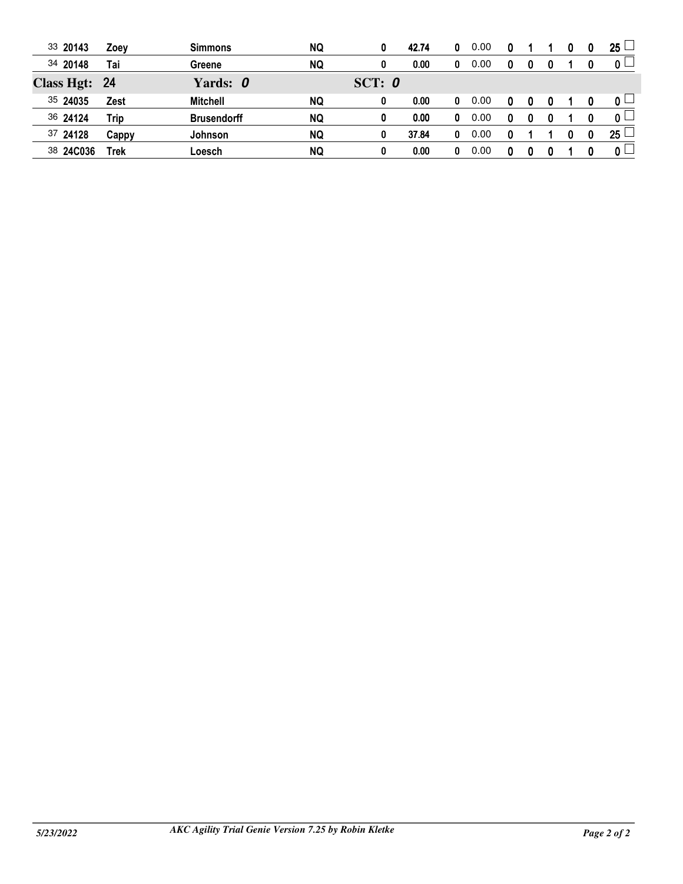| | | | | | | | | | | | | | | |
|---|---|---|---|---|---|---|---|---|---|---|---|---|---|---|
| 33 **20143** | Zoey | Simmons | NQ | 0 | 42.74 | 0 | 0.00 | 0 | 1 | 1 | 0 | 0 | 25 | ☐ |
| 34 **20148** | Tai | Greene | NQ | 0 | 0.00 | 0 | 0.00 | 0 | 0 | 0 | 1 | 0 | 0 | ☐ |
| **Class Hgt: 24** | | **Yards: *0*** | | **SCT: *0*** | | | | | | | | | | |
| 35 **24035** | Zest | Mitchell | NQ | 0 | 0.00 | 0 | 0.00 | 0 | 0 | 0 | 1 | 0 | 0 | ☐ |
| 36 **24124** | Trip | Brusendorff | NQ | 0 | 0.00 | 0 | 0.00 | 0 | 0 | 0 | 1 | 0 | 0 | ☐ |
| 37 **24128** | Cappy | Johnson | NQ | 0 | 37.84 | 0 | 0.00 | 0 | 1 | 1 | 0 | 0 | 25 | ☐ |
| 38 **24C036** | Trek | Loesch | NQ | 0 | 0.00 | 0 | 0.00 | 0 | 0 | 0 | 1 | 0 | 0 | ☐ |

*5/23/2022* *AKC Agility Trial Genie Version 7.25 by Robin Kletke*